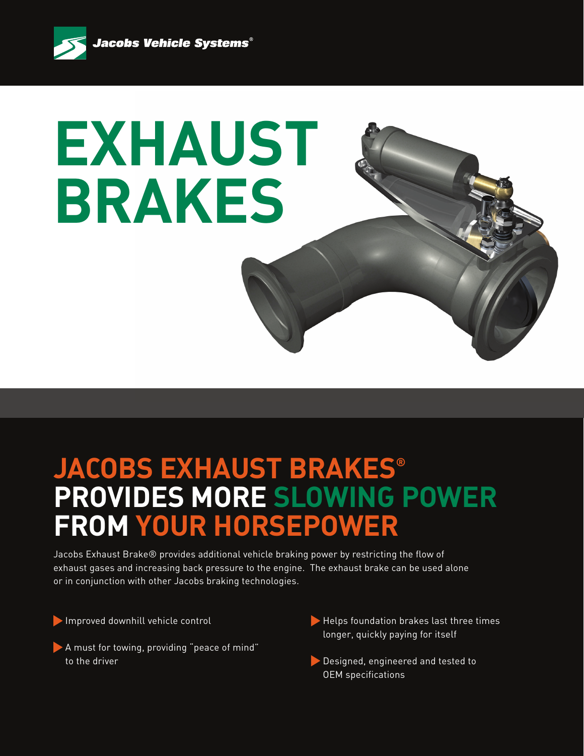Jacobs Vehicle Systems®

# EXHAUST BRAKES

## JACOBS EXHAUST BRAKES® PROVIDES MORE SLOWING POWER FROM YOUR HORSEPOWER

Jacobs Exhaust Brake® provides additional vehicle braking power by restricting the flow of exhaust gases and increasing back pressure to the engine. The exhaust brake can be used alone or in conjunction with other Jacobs braking technologies.

- Improved downhill vehicle control
- A must for towing, providing "peace of mind" to the driver
- Helps foundation brakes last three times longer, quickly paying for itself
- Designed, engineered and tested to OEM specifications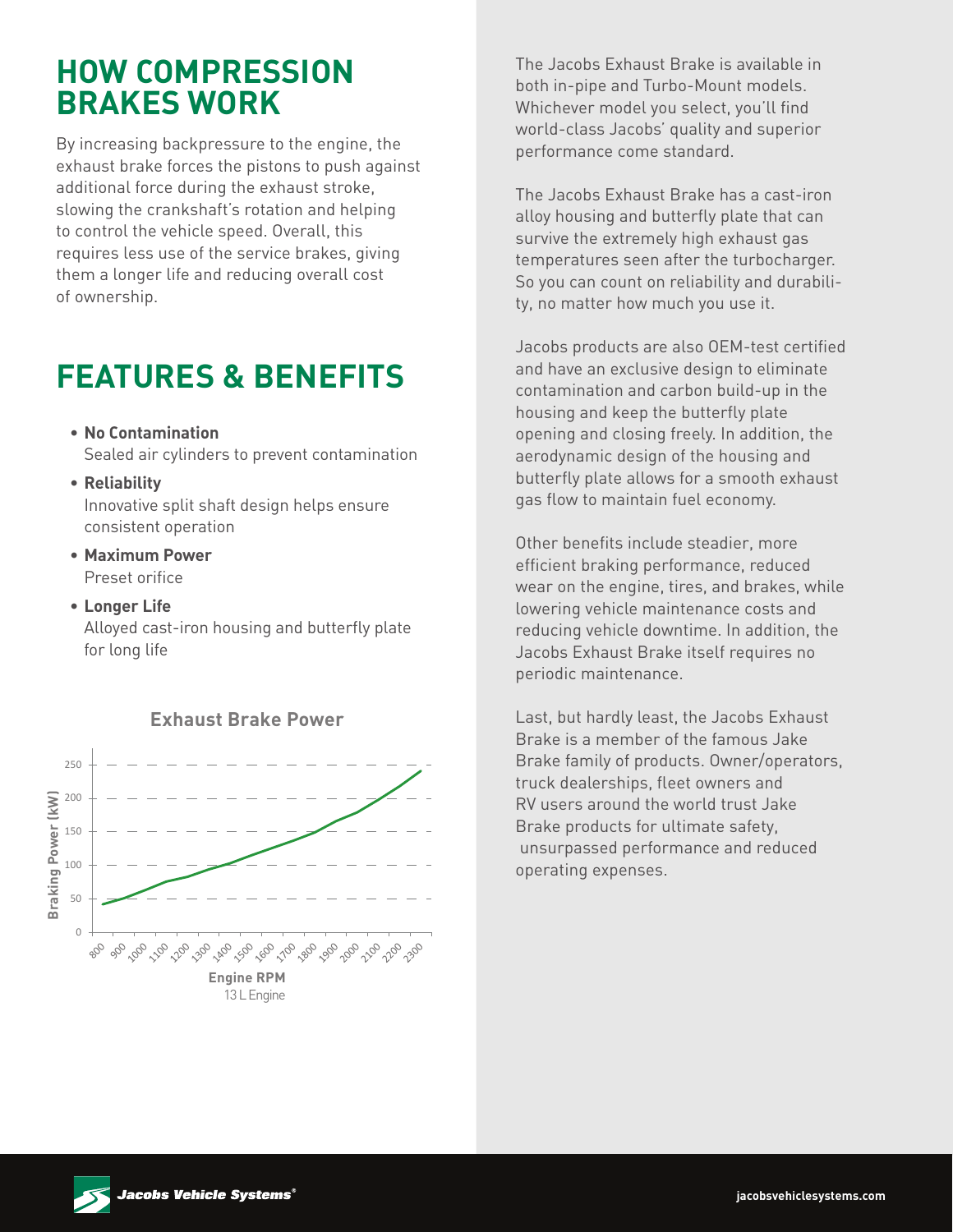## HOW COMPRESSION BRAKES WORK

By increasing backpressure to the engine, the exhaust brake forces the pistons to push against additional force during the exhaust stroke, slowing the crankshaft's rotation and helping to control the vehicle speed. Overall, this requires less use of the service brakes, giving them a longer life and reducing overall cost of ownership.

## FEATURES & BENEFITS

- **No Contamination**
  Sealed air cylinders to prevent contamination
- **Reliability**
  Innovative split shaft design helps ensure consistent operation
- **Maximum Power**
  Preset orifice
- **Longer Life**
  Alloyed cast-iron housing and butterfly plate for long life

Exhaust Brake Power

Braking Power (kW)

0
50
100
150
200
250

800 900 1000 1100 1200 1300 1400 1500 1600 1700 1800 1900 2000 2100 2200 2300

Engine RPM

13 L Engine

The Jacobs Exhaust Brake is available in both in-pipe and Turbo-Mount models. Whichever model you select, you'll find world-class Jacobs' quality and superior performance come standard.

The Jacobs Exhaust Brake has a cast-iron alloy housing and butterfly plate that can survive the extremely high exhaust gas temperatures seen after the turbocharger. So you can count on reliability and durability, no matter how much you use it.

Jacobs products are also OEM-test certified and have an exclusive design to eliminate contamination and carbon build-up in the housing and keep the butterfly plate opening and closing freely. In addition, the aerodynamic design of the housing and butterfly plate allows for a smooth exhaust gas flow to maintain fuel economy.

Other benefits include steadier, more efficient braking performance, reduced wear on the engine, tires, and brakes, while lowering vehicle maintenance costs and reducing vehicle downtime. In addition, the Jacobs Exhaust Brake itself requires no periodic maintenance.

Last, but hardly least, the Jacobs Exhaust Brake is a member of the famous Jake Brake family of products. Owner/operators, truck dealerships, fleet owners and RV users around the world trust Jake Brake products for ultimate safety, unsurpassed performance and reduced operating expenses.

Jacobs Vehicle Systems®

jacobsvehiclesystems.com